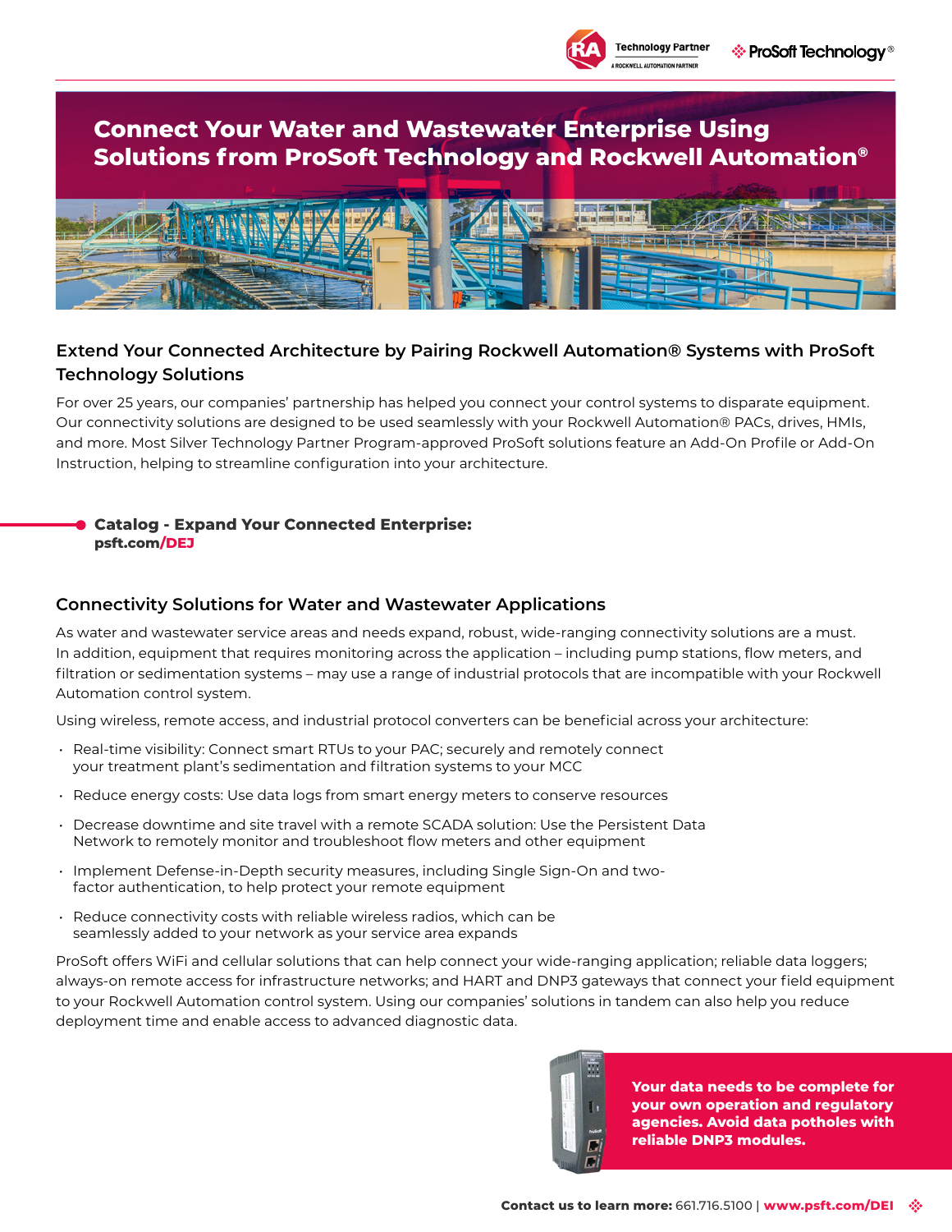# Connect Your Water and Wastewater Enterprise Using Solutions from ProSoft Technology and Rockwell Automation®

## Extend Your Connected Architecture by Pairing Rockwell Automation® Systems with ProSoft Technology Solutions

For over 25 years, our companies' partnership has helped you connect your control systems to disparate equipment. Our connectivity solutions are designed to be used seamlessly with your Rockwell Automation® PACs, drives, HMIs, and more. Most Silver Technology Partner Program-approved ProSoft solutions feature an Add-On Profile or Add-On Instruction, helping to streamline configuration into your architecture.

**Catalog - Expand Your Connected Enterprise:**
**psft.com/DEJ**

## Connectivity Solutions for Water and Wastewater Applications

As water and wastewater service areas and needs expand, robust, wide-ranging connectivity solutions are a must. In addition, equipment that requires monitoring across the application – including pump stations, flow meters, and filtration or sedimentation systems – may use a range of industrial protocols that are incompatible with your Rockwell Automation control system.

Using wireless, remote access, and industrial protocol converters can be beneficial across your architecture:

- Real-time visibility: Connect smart RTUs to your PAC; securely and remotely connect your treatment plant's sedimentation and filtration systems to your MCC
- Reduce energy costs: Use data logs from smart energy meters to conserve resources
- Decrease downtime and site travel with a remote SCADA solution: Use the Persistent Data Network to remotely monitor and troubleshoot flow meters and other equipment
- Implement Defense-in-Depth security measures, including Single Sign-On and two-factor authentication, to help protect your remote equipment
- Reduce connectivity costs with reliable wireless radios, which can be seamlessly added to your network as your service area expands

ProSoft offers WiFi and cellular solutions that can help connect your wide-ranging application; reliable data loggers; always-on remote access for infrastructure networks; and HART and DNP3 gateways that connect your field equipment to your Rockwell Automation control system. Using our companies' solutions in tandem can also help you reduce deployment time and enable access to advanced diagnostic data.

**Your data needs to be complete for your own operation and regulatory agencies. Avoid data potholes with reliable DNP3 modules.**

**Contact us to learn more:** 661.716.5100 | **www.psft.com/DEI**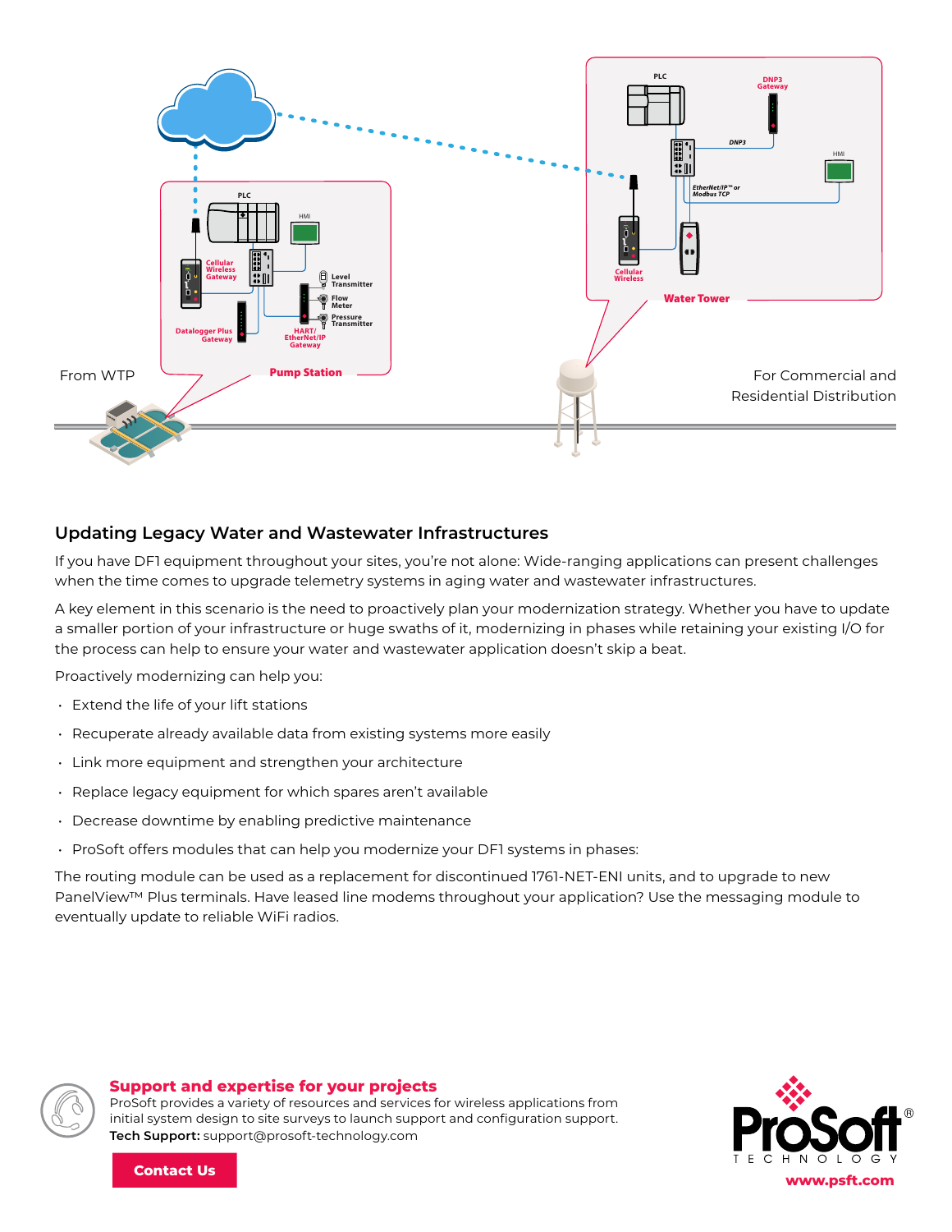PLC

HMI

Cellular Wireless Gateway

Level Transmitter

Flow Meter

Pressure Transmitter

Datalogger Plus Gateway

HART/ EtherNet/IP Gateway

Pump Station

PLC

DNP3 Gateway

DNP3

HMI

EtherNet/IP™ or Modbus TCP

Cellular Wireless

Water Tower

From WTP

For Commercial and Residential Distribution

## Updating Legacy Water and Wastewater Infrastructures

If you have DF1 equipment throughout your sites, you're not alone: Wide-ranging applications can present challenges when the time comes to upgrade telemetry systems in aging water and wastewater infrastructures.

A key element in this scenario is the need to proactively plan your modernization strategy. Whether you have to update a smaller portion of your infrastructure or huge swaths of it, modernizing in phases while retaining your existing I/O for the process can help to ensure your water and wastewater application doesn't skip a beat.

Proactively modernizing can help you:

- Extend the life of your lift stations
- Recuperate already available data from existing systems more easily
- Link more equipment and strengthen your architecture
- Replace legacy equipment for which spares aren't available
- Decrease downtime by enabling predictive maintenance
- ProSoft offers modules that can help you modernize your DF1 systems in phases:

The routing module can be used as a replacement for discontinued 1761-NET-ENI units, and to upgrade to new PanelView™ Plus terminals. Have leased line modems throughout your application? Use the messaging module to eventually update to reliable WiFi radios.

**Support and expertise for your projects**

ProSoft provides a variety of resources and services for wireless applications from initial system design to site surveys to launch support and configuration support.

**Tech Support:** support@prosoft-technology.com

Contact Us

ProSoft® TECHNOLOGY

www.psft.com